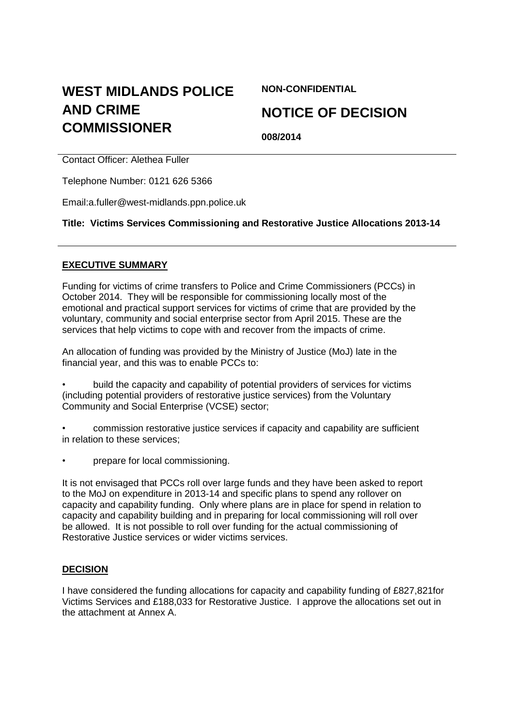# WEST MIDLANDS POLICE AND CRIME COMMISSIONER

**NON-CONFIDENTIAL**

## NOTICE OF DECISION

**008/2014**

Contact Officer: Alethea Fuller

Telephone Number: 0121 626 5366

Email:a.fuller@west-midlands.ppn.police.uk

**Title: Victims Services Commissioning and Restorative Justice Allocations 2013-14**

---

**EXECUTIVE SUMMARY**

Funding for victims of crime transfers to Police and Crime Commissioners (PCCs) in October 2014. They will be responsible for commissioning locally most of the emotional and practical support services for victims of crime that are provided by the voluntary, community and social enterprise sector from April 2015. These are the services that help victims to cope with and recover from the impacts of crime.

An allocation of funding was provided by the Ministry of Justice (MoJ) late in the financial year, and this was to enable PCCs to:

- build the capacity and capability of potential providers of services for victims (including potential providers of restorative justice services) from the Voluntary Community and Social Enterprise (VCSE) sector;
- commission restorative justice services if capacity and capability are sufficient in relation to these services;
- prepare for local commissioning.

It is not envisaged that PCCs roll over large funds and they have been asked to report to the MoJ on expenditure in 2013-14 and specific plans to spend any rollover on capacity and capability funding. Only where plans are in place for spend in relation to capacity and capability building and in preparing for local commissioning will roll over be allowed. It is not possible to roll over funding for the actual commissioning of Restorative Justice services or wider victims services.

**DECISION**

I have considered the funding allocations for capacity and capability funding of £827,821for Victims Services and £188,033 for Restorative Justice. I approve the allocations set out in the attachment at Annex A.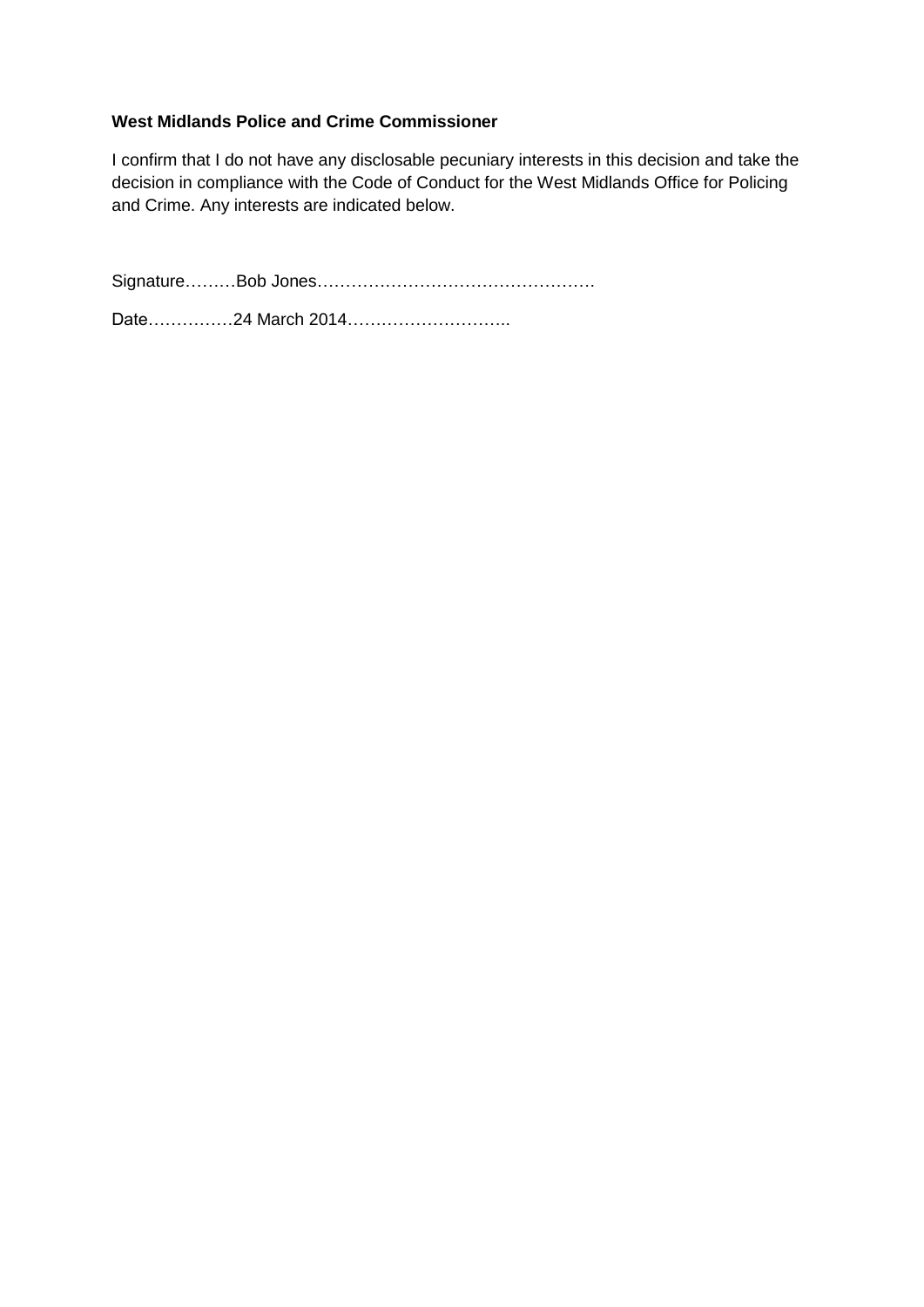**West Midlands Police and Crime Commissioner**

I confirm that I do not have any disclosable pecuniary interests in this decision and take the decision in compliance with the Code of Conduct for the West Midlands Office for Policing and Crime. Any interests are indicated below.

Signature………Bob Jones………………………………………….

Date……………24 March 2014………………………..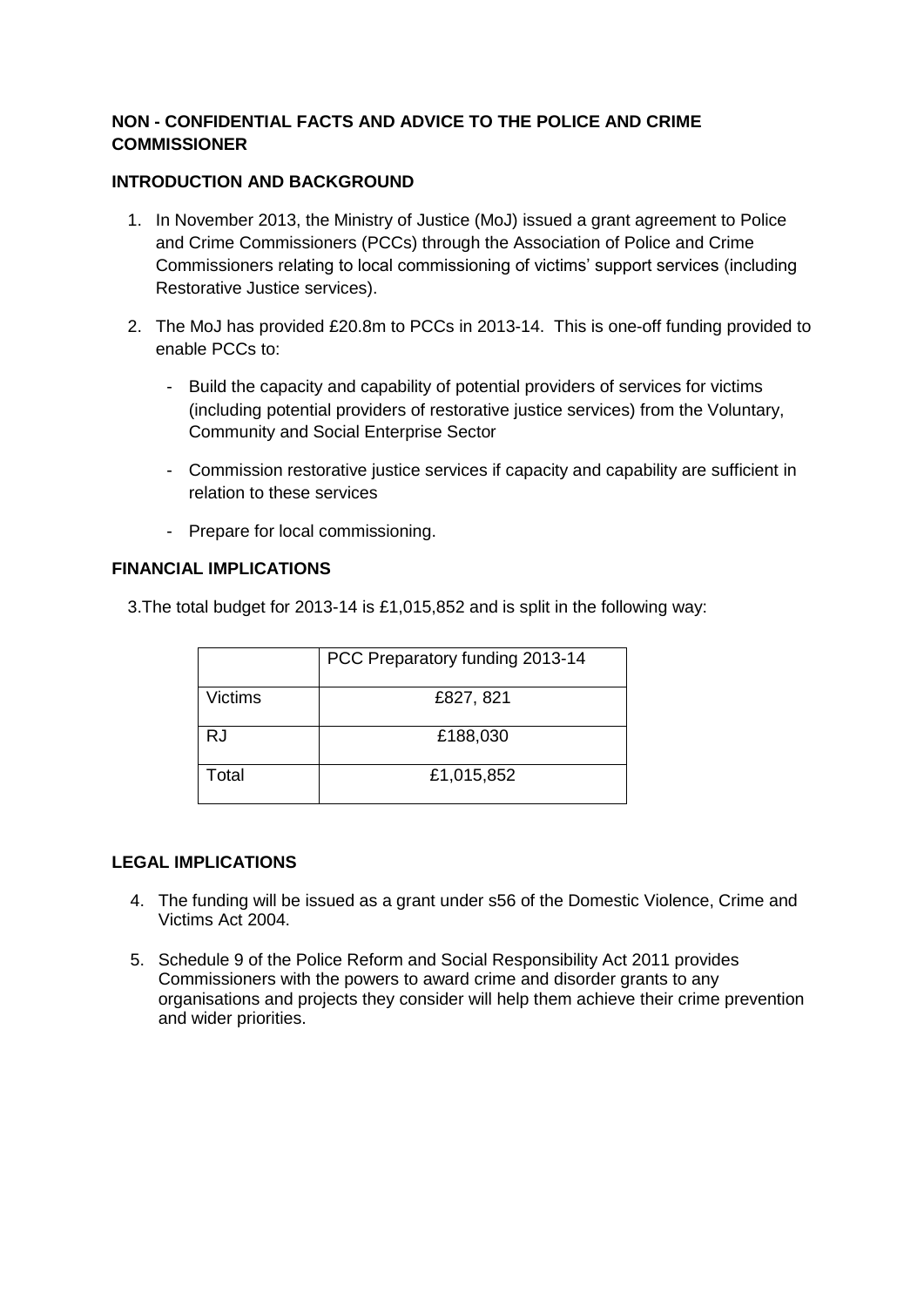**NON - CONFIDENTIAL FACTS AND ADVICE TO THE POLICE AND CRIME COMMISSIONER**

**INTRODUCTION AND BACKGROUND**

1. In November 2013, the Ministry of Justice (MoJ) issued a grant agreement to Police and Crime Commissioners (PCCs) through the Association of Police and Crime Commissioners relating to local commissioning of victims' support services (including Restorative Justice services).

2. The MoJ has provided £20.8m to PCCs in 2013-14. This is one-off funding provided to enable PCCs to:

   - Build the capacity and capability of potential providers of services for victims (including potential providers of restorative justice services) from the Voluntary, Community and Social Enterprise Sector

   - Commission restorative justice services if capacity and capability are sufficient in relation to these services

   - Prepare for local commissioning.

**FINANCIAL IMPLICATIONS**

3. The total budget for 2013-14 is £1,015,852 and is split in the following way:

| | PCC Preparatory funding 2013-14 |
|---|---|
| Victims | £827, 821 |
| RJ | £188,030 |
| Total | £1,015,852 |

**LEGAL IMPLICATIONS**

4. The funding will be issued as a grant under s56 of the Domestic Violence, Crime and Victims Act 2004.

5. Schedule 9 of the Police Reform and Social Responsibility Act 2011 provides Commissioners with the powers to award crime and disorder grants to any organisations and projects they consider will help them achieve their crime prevention and wider priorities.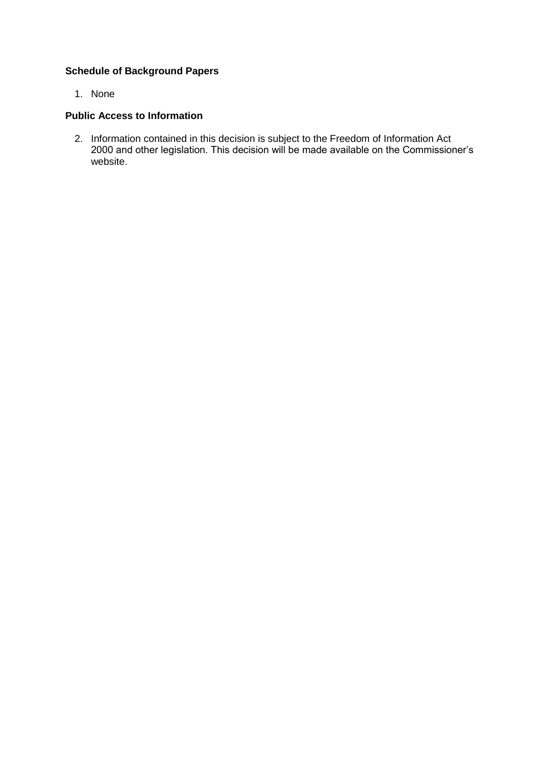**Schedule of Background Papers**

1. None

**Public Access to Information**

2. Information contained in this decision is subject to the Freedom of Information Act 2000 and other legislation. This decision will be made available on the Commissioner's website.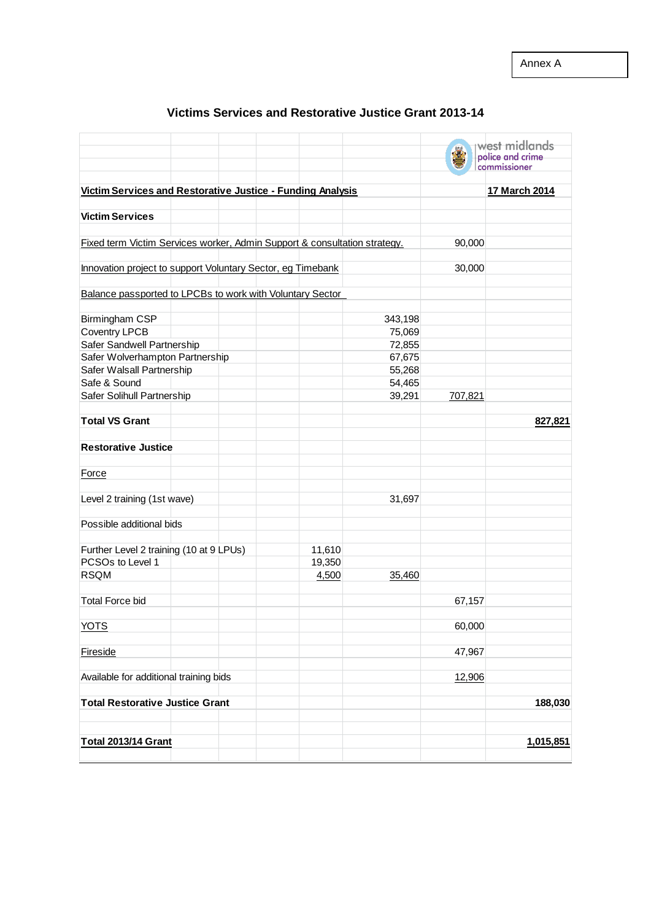Annex A

## Victims Services and Restorative Justice Grant 2013-14

west midlands police and crime commissioner

| | | | | | |
|---|---|---|---|---|---|
| **Victim Services and Restorative Justice - Funding Analysis** | | | | | **17 March 2014** |
| **Victim Services** | | | | | |
| Fixed term Victim Services worker, Admin Support & consultation strategy. | | | | 90,000 | |
| Innovation project to support Voluntary Sector, eg Timebank | | | | 30,000 | |
| Balance passported to LPCBs to work with Voluntary Sector | | | | | |
| Birmingham CSP | | | 343,198 | | |
| Coventry LPCB | | | 75,069 | | |
| Safer Sandwell Partnership | | | 72,855 | | |
| Safer Wolverhampton Partnership | | | 67,675 | | |
| Safer Walsall Partnership | | | 55,268 | | |
| Safe & Sound | | | 54,465 | | |
| Safer Solihull Partnership | | | 39,291 | 707,821 | |
| **Total VS Grant** | | | | | **827,821** |
| **Restorative Justice** | | | | | |
| Force | | | | | |
| Level 2 training (1st wave) | | | 31,697 | | |
| Possible additional bids | | | | | |
| Further Level 2 training (10 at 9 LPUs) | | 11,610 | | | |
| PCSOs to Level 1 | | 19,350 | | | |
| RSQM | | 4,500 | 35,460 | | |
| Total Force bid | | | | 67,157 | |
| YOTS | | | | 60,000 | |
| Fireside | | | | 47,967 | |
| Available for additional training bids | | | | 12,906 | |
| **Total Restorative Justice Grant** | | | | | **188,030** |
| **Total 2013/14 Grant** | | | | | **1,015,851** |